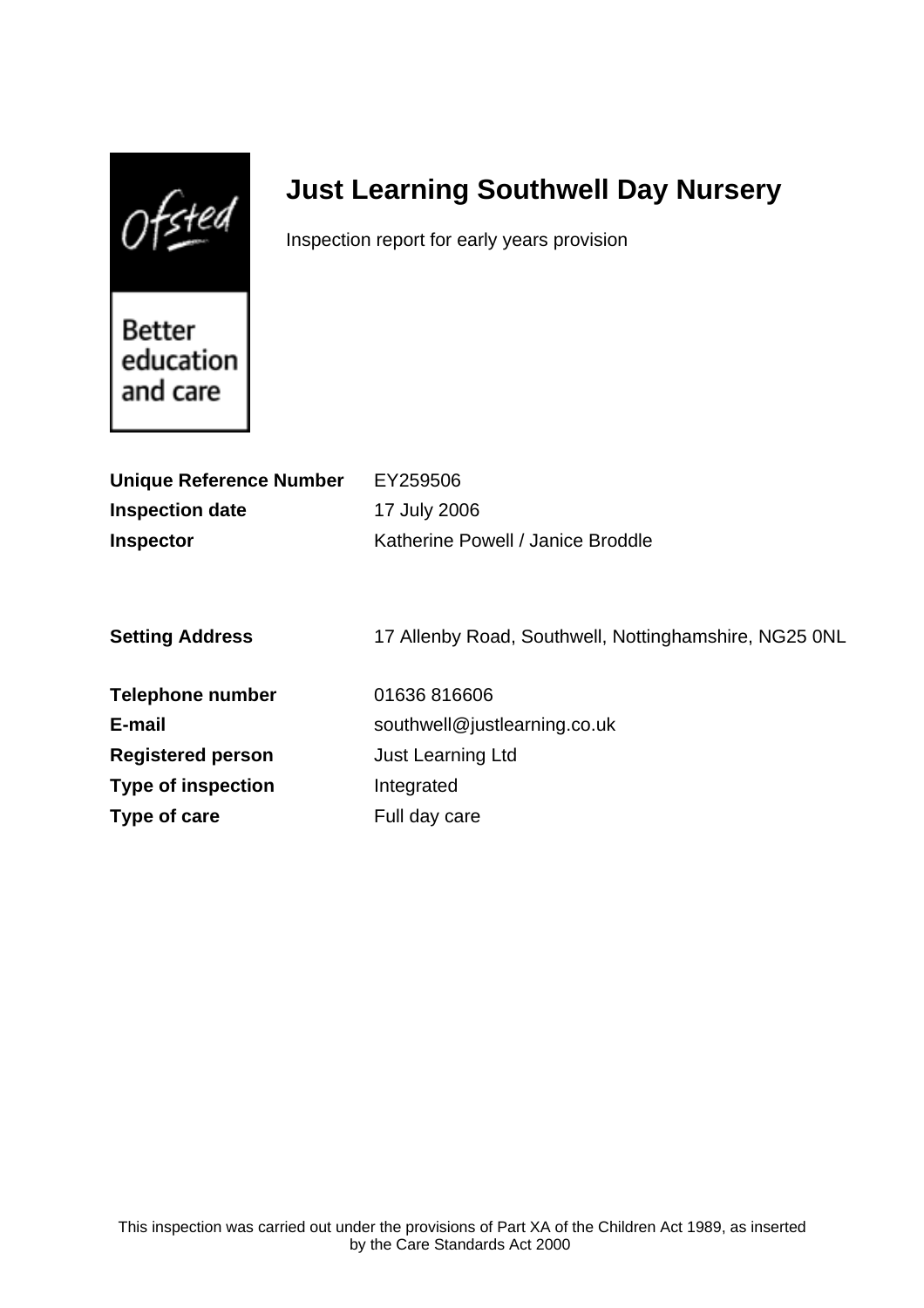# Just Learning Southwell Day Nursery

Inspection report for early years provision

Better education and care

| | |
|---|---|
| **Unique Reference Number** | EY259506 |
| **Inspection date** | 17 July 2006 |
| **Inspector** | Katherine Powell / Janice Broddle |
| | |
| **Setting Address** | 17 Allenby Road, Southwell, Nottinghamshire, NG25 0NL |
| | |
| **Telephone number** | 01636 816606 |
| **E-mail** | southwell@justlearning.co.uk |
| **Registered person** | Just Learning Ltd |
| **Type of inspection** | Integrated |
| **Type of care** | Full day care |

This inspection was carried out under the provisions of Part XA of the Children Act 1989, as inserted by the Care Standards Act 2000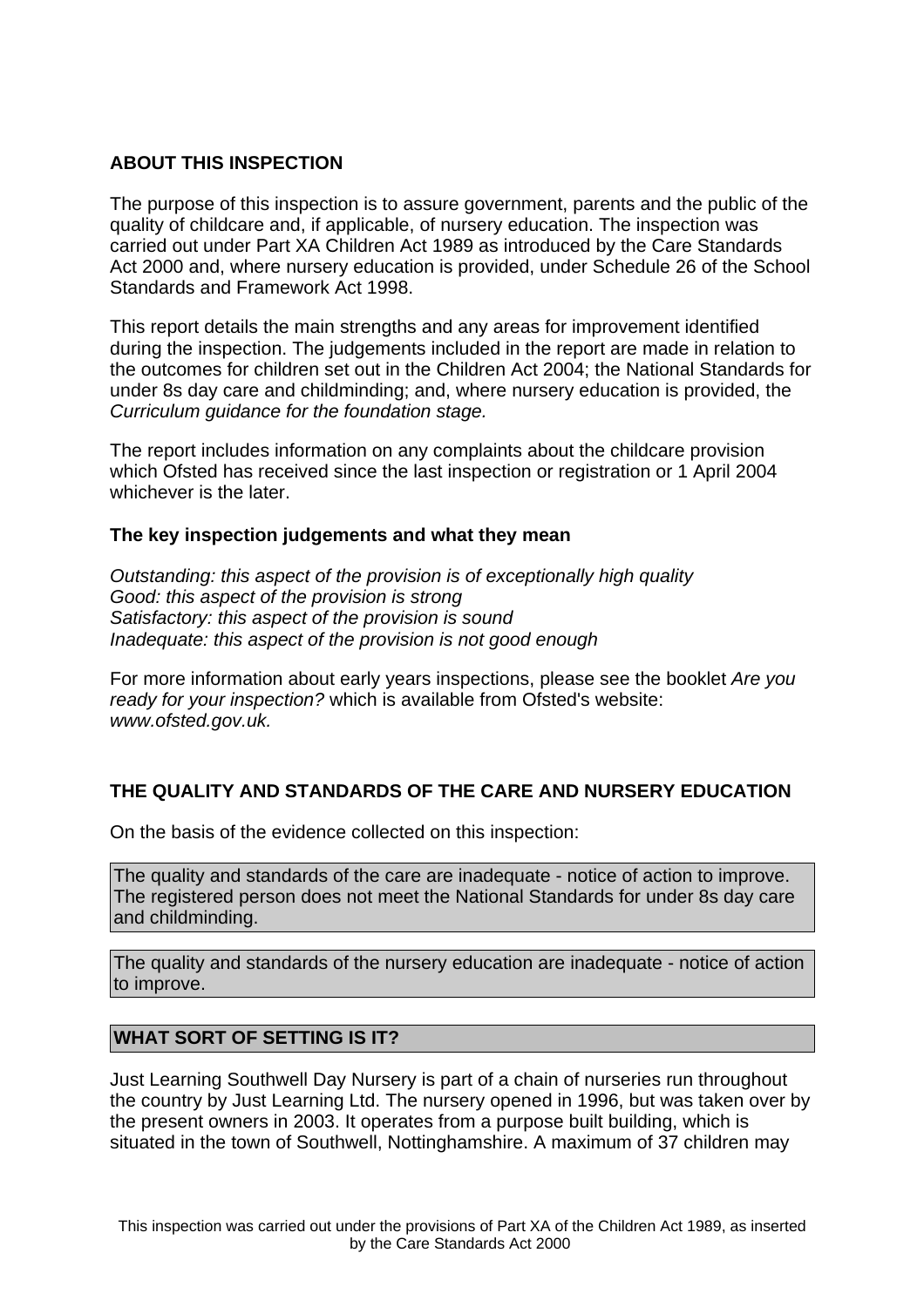## ABOUT THIS INSPECTION

The purpose of this inspection is to assure government, parents and the public of the quality of childcare and, if applicable, of nursery education. The inspection was carried out under Part XA Children Act 1989 as introduced by the Care Standards Act 2000 and, where nursery education is provided, under Schedule 26 of the School Standards and Framework Act 1998.

This report details the main strengths and any areas for improvement identified during the inspection. The judgements included in the report are made in relation to the outcomes for children set out in the Children Act 2004; the National Standards for under 8s day care and childminding; and, where nursery education is provided, the *Curriculum guidance for the foundation stage.*

The report includes information on any complaints about the childcare provision which Ofsted has received since the last inspection or registration or 1 April 2004 whichever is the later.

### The key inspection judgements and what they mean

*Outstanding: this aspect of the provision is of exceptionally high quality*
*Good: this aspect of the provision is strong*
*Satisfactory: this aspect of the provision is sound*
*Inadequate: this aspect of the provision is not good enough*

For more information about early years inspections, please see the booklet *Are you ready for your inspection?* which is available from Ofsted's website: *www.ofsted.gov.uk.*

## THE QUALITY AND STANDARDS OF THE CARE AND NURSERY EDUCATION

On the basis of the evidence collected on this inspection:

The quality and standards of the care are inadequate - notice of action to improve. The registered person does not meet the National Standards for under 8s day care and childminding.

The quality and standards of the nursery education are inadequate - notice of action to improve.

## WHAT SORT OF SETTING IS IT?

Just Learning Southwell Day Nursery is part of a chain of nurseries run throughout the country by Just Learning Ltd. The nursery opened in 1996, but was taken over by the present owners in 2003. It operates from a purpose built building, which is situated in the town of Southwell, Nottinghamshire. A maximum of 37 children may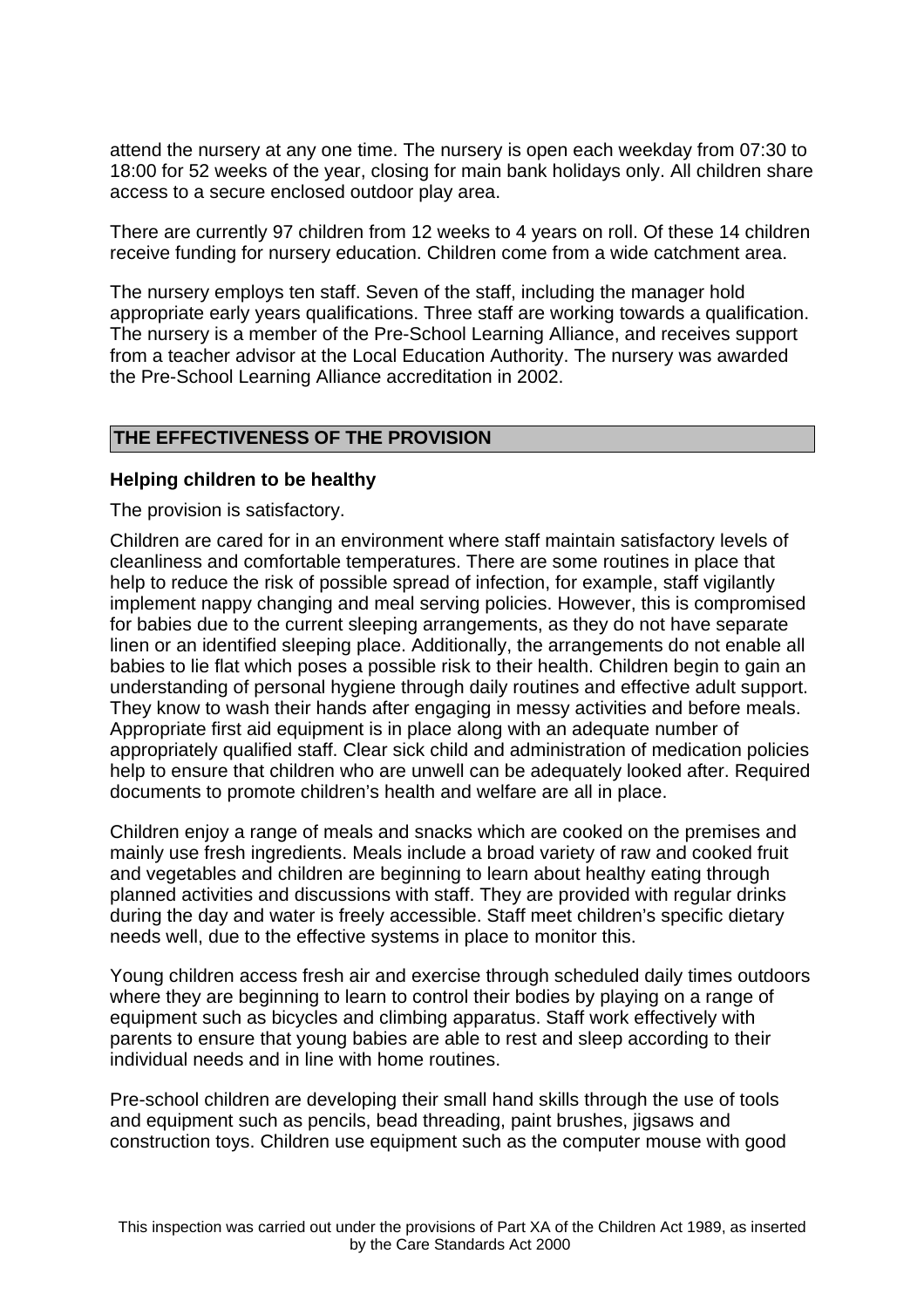attend the nursery at any one time. The nursery is open each weekday from 07:30 to 18:00 for 52 weeks of the year, closing for main bank holidays only. All children share access to a secure enclosed outdoor play area.

There are currently 97 children from 12 weeks to 4 years on roll. Of these 14 children receive funding for nursery education. Children come from a wide catchment area.

The nursery employs ten staff. Seven of the staff, including the manager hold appropriate early years qualifications. Three staff are working towards a qualification. The nursery is a member of the Pre-School Learning Alliance, and receives support from a teacher advisor at the Local Education Authority. The nursery was awarded the Pre-School Learning Alliance accreditation in 2002.

## THE EFFECTIVENESS OF THE PROVISION

### Helping children to be healthy

The provision is satisfactory.

Children are cared for in an environment where staff maintain satisfactory levels of cleanliness and comfortable temperatures. There are some routines in place that help to reduce the risk of possible spread of infection, for example, staff vigilantly implement nappy changing and meal serving policies. However, this is compromised for babies due to the current sleeping arrangements, as they do not have separate linen or an identified sleeping place. Additionally, the arrangements do not enable all babies to lie flat which poses a possible risk to their health. Children begin to gain an understanding of personal hygiene through daily routines and effective adult support. They know to wash their hands after engaging in messy activities and before meals. Appropriate first aid equipment is in place along with an adequate number of appropriately qualified staff. Clear sick child and administration of medication policies help to ensure that children who are unwell can be adequately looked after. Required documents to promote children's health and welfare are all in place.

Children enjoy a range of meals and snacks which are cooked on the premises and mainly use fresh ingredients. Meals include a broad variety of raw and cooked fruit and vegetables and children are beginning to learn about healthy eating through planned activities and discussions with staff. They are provided with regular drinks during the day and water is freely accessible. Staff meet children's specific dietary needs well, due to the effective systems in place to monitor this.

Young children access fresh air and exercise through scheduled daily times outdoors where they are beginning to learn to control their bodies by playing on a range of equipment such as bicycles and climbing apparatus. Staff work effectively with parents to ensure that young babies are able to rest and sleep according to their individual needs and in line with home routines.

Pre-school children are developing their small hand skills through the use of tools and equipment such as pencils, bead threading, paint brushes, jigsaws and construction toys. Children use equipment such as the computer mouse with good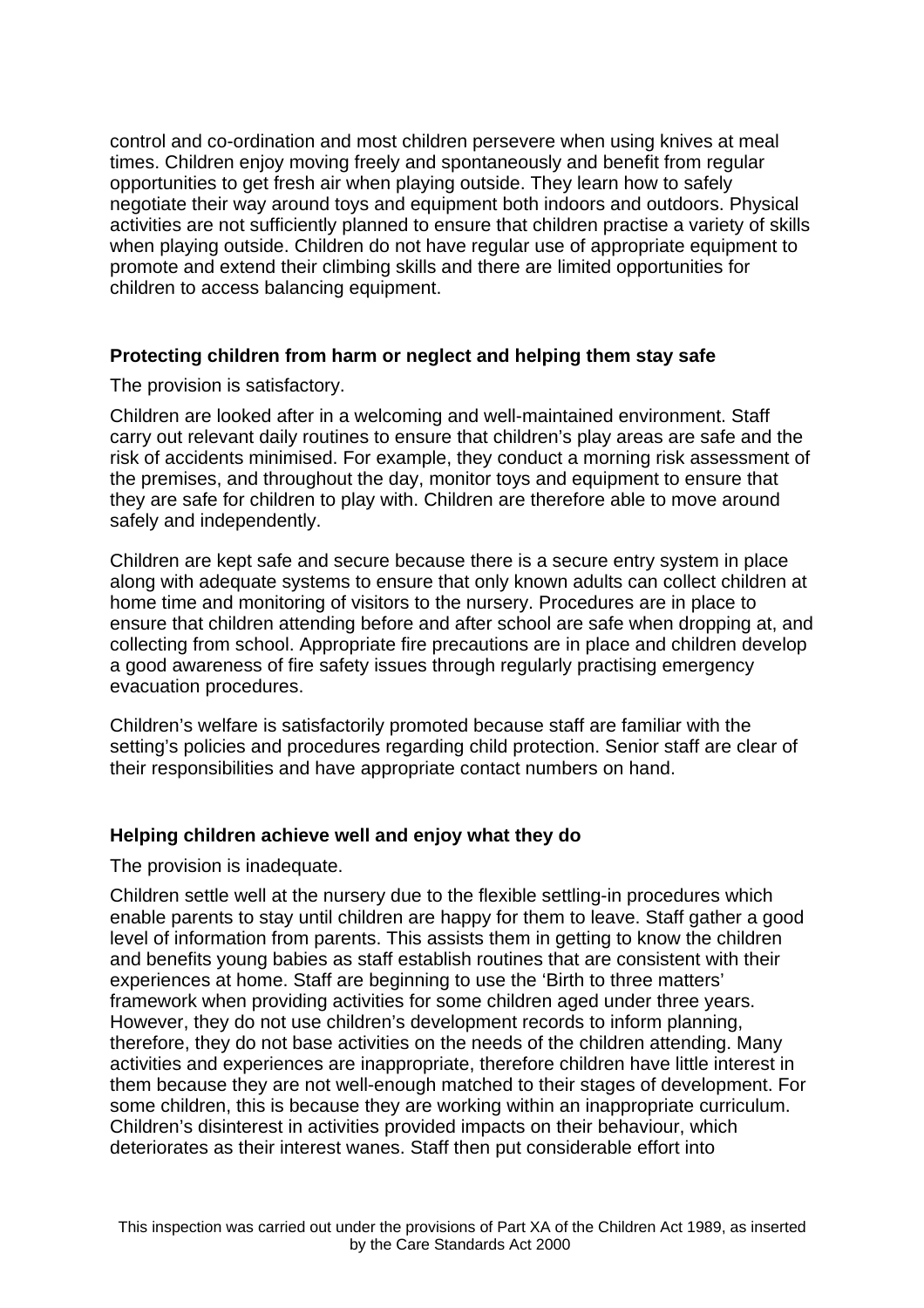control and co-ordination and most children persevere when using knives at meal times. Children enjoy moving freely and spontaneously and benefit from regular opportunities to get fresh air when playing outside. They learn how to safely negotiate their way around toys and equipment both indoors and outdoors. Physical activities are not sufficiently planned to ensure that children practise a variety of skills when playing outside. Children do not have regular use of appropriate equipment to promote and extend their climbing skills and there are limited opportunities for children to access balancing equipment.

**Protecting children from harm or neglect and helping them stay safe**

The provision is satisfactory.

Children are looked after in a welcoming and well-maintained environment. Staff carry out relevant daily routines to ensure that children's play areas are safe and the risk of accidents minimised. For example, they conduct a morning risk assessment of the premises, and throughout the day, monitor toys and equipment to ensure that they are safe for children to play with. Children are therefore able to move around safely and independently.

Children are kept safe and secure because there is a secure entry system in place along with adequate systems to ensure that only known adults can collect children at home time and monitoring of visitors to the nursery. Procedures are in place to ensure that children attending before and after school are safe when dropping at, and collecting from school. Appropriate fire precautions are in place and children develop a good awareness of fire safety issues through regularly practising emergency evacuation procedures.

Children's welfare is satisfactorily promoted because staff are familiar with the setting's policies and procedures regarding child protection. Senior staff are clear of their responsibilities and have appropriate contact numbers on hand.

**Helping children achieve well and enjoy what they do**

The provision is inadequate.

Children settle well at the nursery due to the flexible settling-in procedures which enable parents to stay until children are happy for them to leave. Staff gather a good level of information from parents. This assists them in getting to know the children and benefits young babies as staff establish routines that are consistent with their experiences at home. Staff are beginning to use the 'Birth to three matters' framework when providing activities for some children aged under three years. However, they do not use children's development records to inform planning, therefore, they do not base activities on the needs of the children attending. Many activities and experiences are inappropriate, therefore children have little interest in them because they are not well-enough matched to their stages of development. For some children, this is because they are working within an inappropriate curriculum. Children's disinterest in activities provided impacts on their behaviour, which deteriorates as their interest wanes. Staff then put considerable effort into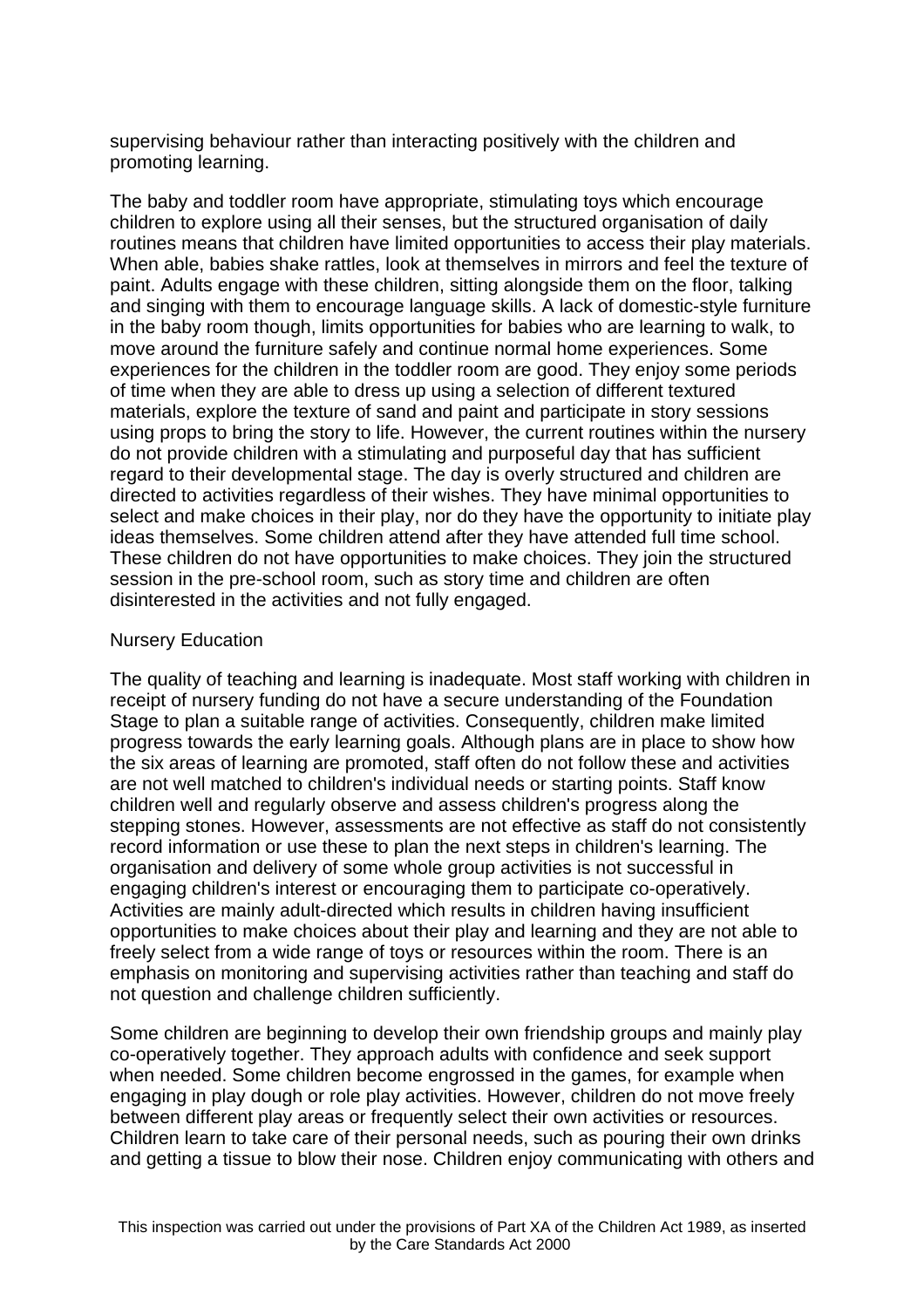supervising behaviour rather than interacting positively with the children and promoting learning.

The baby and toddler room have appropriate, stimulating toys which encourage children to explore using all their senses, but the structured organisation of daily routines means that children have limited opportunities to access their play materials. When able, babies shake rattles, look at themselves in mirrors and feel the texture of paint. Adults engage with these children, sitting alongside them on the floor, talking and singing with them to encourage language skills. A lack of domestic-style furniture in the baby room though, limits opportunities for babies who are learning to walk, to move around the furniture safely and continue normal home experiences. Some experiences for the children in the toddler room are good. They enjoy some periods of time when they are able to dress up using a selection of different textured materials, explore the texture of sand and paint and participate in story sessions using props to bring the story to life. However, the current routines within the nursery do not provide children with a stimulating and purposeful day that has sufficient regard to their developmental stage. The day is overly structured and children are directed to activities regardless of their wishes. They have minimal opportunities to select and make choices in their play, nor do they have the opportunity to initiate play ideas themselves. Some children attend after they have attended full time school. These children do not have opportunities to make choices. They join the structured session in the pre-school room, such as story time and children are often disinterested in the activities and not fully engaged.

Nursery Education

The quality of teaching and learning is inadequate. Most staff working with children in receipt of nursery funding do not have a secure understanding of the Foundation Stage to plan a suitable range of activities. Consequently, children make limited progress towards the early learning goals. Although plans are in place to show how the six areas of learning are promoted, staff often do not follow these and activities are not well matched to children's individual needs or starting points. Staff know children well and regularly observe and assess children's progress along the stepping stones. However, assessments are not effective as staff do not consistently record information or use these to plan the next steps in children's learning. The organisation and delivery of some whole group activities is not successful in engaging children's interest or encouraging them to participate co-operatively. Activities are mainly adult-directed which results in children having insufficient opportunities to make choices about their play and learning and they are not able to freely select from a wide range of toys or resources within the room. There is an emphasis on monitoring and supervising activities rather than teaching and staff do not question and challenge children sufficiently.

Some children are beginning to develop their own friendship groups and mainly play co-operatively together. They approach adults with confidence and seek support when needed. Some children become engrossed in the games, for example when engaging in play dough or role play activities. However, children do not move freely between different play areas or frequently select their own activities or resources. Children learn to take care of their personal needs, such as pouring their own drinks and getting a tissue to blow their nose. Children enjoy communicating with others and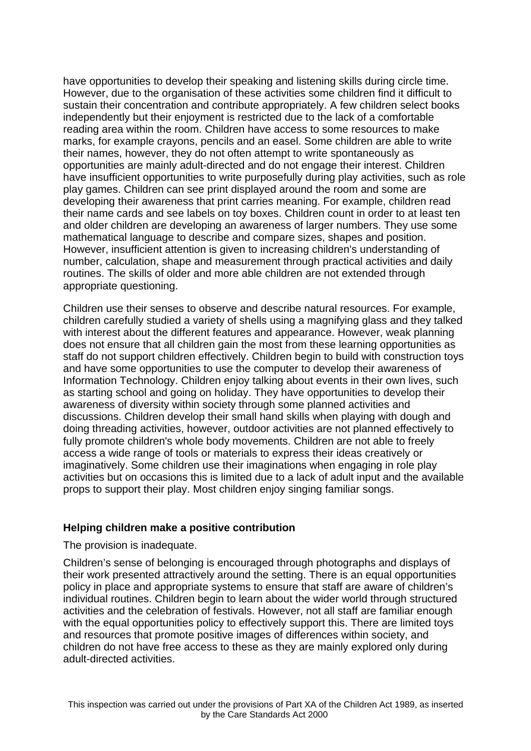have opportunities to develop their speaking and listening skills during circle time. However, due to the organisation of these activities some children find it difficult to sustain their concentration and contribute appropriately. A few children select books independently but their enjoyment is restricted due to the lack of a comfortable reading area within the room. Children have access to some resources to make marks, for example crayons, pencils and an easel. Some children are able to write their names, however, they do not often attempt to write spontaneously as opportunities are mainly adult-directed and do not engage their interest. Children have insufficient opportunities to write purposefully during play activities, such as role play games. Children can see print displayed around the room and some are developing their awareness that print carries meaning. For example, children read their name cards and see labels on toy boxes. Children count in order to at least ten and older children are developing an awareness of larger numbers. They use some mathematical language to describe and compare sizes, shapes and position. However, insufficient attention is given to increasing children's understanding of number, calculation, shape and measurement through practical activities and daily routines. The skills of older and more able children are not extended through appropriate questioning.

Children use their senses to observe and describe natural resources. For example, children carefully studied a variety of shells using a magnifying glass and they talked with interest about the different features and appearance. However, weak planning does not ensure that all children gain the most from these learning opportunities as staff do not support children effectively. Children begin to build with construction toys and have some opportunities to use the computer to develop their awareness of Information Technology. Children enjoy talking about events in their own lives, such as starting school and going on holiday. They have opportunities to develop their awareness of diversity within society through some planned activities and discussions. Children develop their small hand skills when playing with dough and doing threading activities, however, outdoor activities are not planned effectively to fully promote children's whole body movements. Children are not able to freely access a wide range of tools or materials to express their ideas creatively or imaginatively. Some children use their imaginations when engaging in role play activities but on occasions this is limited due to a lack of adult input and the available props to support their play. Most children enjoy singing familiar songs.

**Helping children make a positive contribution**

The provision is inadequate.

Children's sense of belonging is encouraged through photographs and displays of their work presented attractively around the setting. There is an equal opportunities policy in place and appropriate systems to ensure that staff are aware of children's individual routines. Children begin to learn about the wider world through structured activities and the celebration of festivals. However, not all staff are familiar enough with the equal opportunities policy to effectively support this. There are limited toys and resources that promote positive images of differences within society, and children do not have free access to these as they are mainly explored only during adult-directed activities.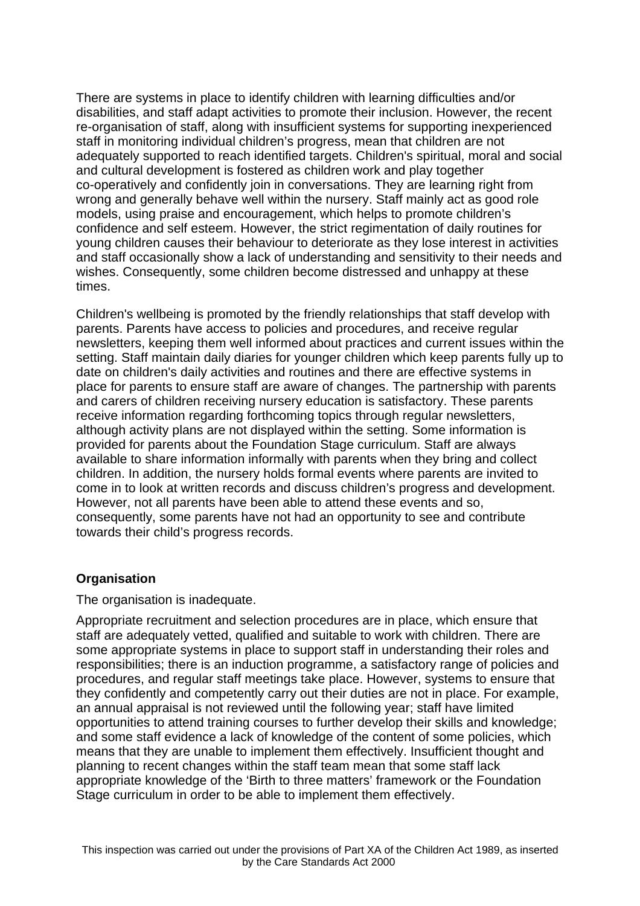There are systems in place to identify children with learning difficulties and/or disabilities, and staff adapt activities to promote their inclusion. However, the recent re-organisation of staff, along with insufficient systems for supporting inexperienced staff in monitoring individual children's progress, mean that children are not adequately supported to reach identified targets. Children's spiritual, moral and social and cultural development is fostered as children work and play together co-operatively and confidently join in conversations. They are learning right from wrong and generally behave well within the nursery. Staff mainly act as good role models, using praise and encouragement, which helps to promote children's confidence and self esteem. However, the strict regimentation of daily routines for young children causes their behaviour to deteriorate as they lose interest in activities and staff occasionally show a lack of understanding and sensitivity to their needs and wishes. Consequently, some children become distressed and unhappy at these times.

Children's wellbeing is promoted by the friendly relationships that staff develop with parents. Parents have access to policies and procedures, and receive regular newsletters, keeping them well informed about practices and current issues within the setting. Staff maintain daily diaries for younger children which keep parents fully up to date on children's daily activities and routines and there are effective systems in place for parents to ensure staff are aware of changes. The partnership with parents and carers of children receiving nursery education is satisfactory. These parents receive information regarding forthcoming topics through regular newsletters, although activity plans are not displayed within the setting. Some information is provided for parents about the Foundation Stage curriculum. Staff are always available to share information informally with parents when they bring and collect children. In addition, the nursery holds formal events where parents are invited to come in to look at written records and discuss children's progress and development. However, not all parents have been able to attend these events and so, consequently, some parents have not had an opportunity to see and contribute towards their child's progress records.

## Organisation

The organisation is inadequate.

Appropriate recruitment and selection procedures are in place, which ensure that staff are adequately vetted, qualified and suitable to work with children. There are some appropriate systems in place to support staff in understanding their roles and responsibilities; there is an induction programme, a satisfactory range of policies and procedures, and regular staff meetings take place. However, systems to ensure that they confidently and competently carry out their duties are not in place. For example, an annual appraisal is not reviewed until the following year; staff have limited opportunities to attend training courses to further develop their skills and knowledge; and some staff evidence a lack of knowledge of the content of some policies, which means that they are unable to implement them effectively. Insufficient thought and planning to recent changes within the staff team mean that some staff lack appropriate knowledge of the 'Birth to three matters' framework or the Foundation Stage curriculum in order to be able to implement them effectively.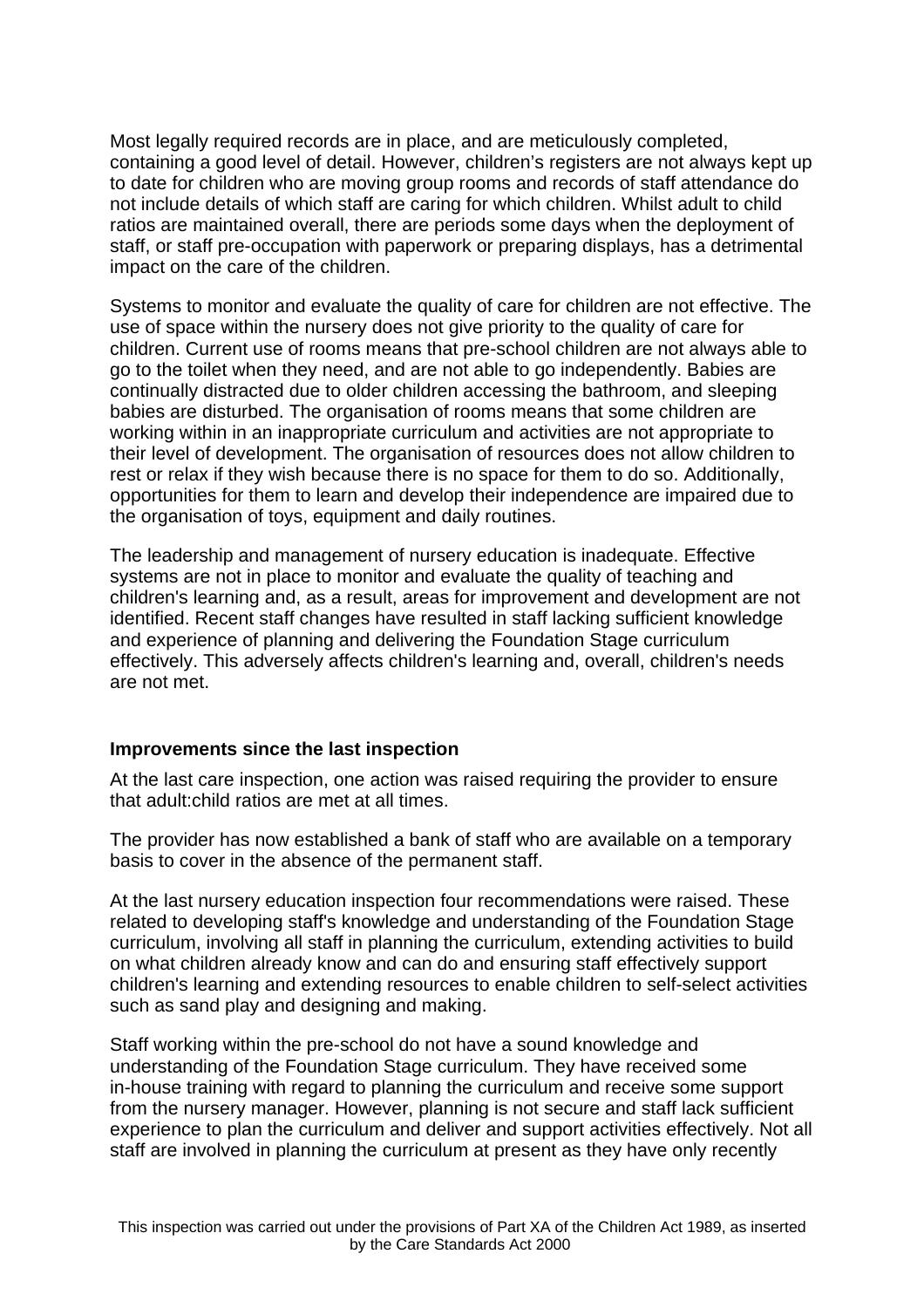Most legally required records are in place, and are meticulously completed, containing a good level of detail. However, children's registers are not always kept up to date for children who are moving group rooms and records of staff attendance do not include details of which staff are caring for which children. Whilst adult to child ratios are maintained overall, there are periods some days when the deployment of staff, or staff pre-occupation with paperwork or preparing displays, has a detrimental impact on the care of the children.

Systems to monitor and evaluate the quality of care for children are not effective. The use of space within the nursery does not give priority to the quality of care for children. Current use of rooms means that pre-school children are not always able to go to the toilet when they need, and are not able to go independently. Babies are continually distracted due to older children accessing the bathroom, and sleeping babies are disturbed. The organisation of rooms means that some children are working within in an inappropriate curriculum and activities are not appropriate to their level of development. The organisation of resources does not allow children to rest or relax if they wish because there is no space for them to do so. Additionally, opportunities for them to learn and develop their independence are impaired due to the organisation of toys, equipment and daily routines.

The leadership and management of nursery education is inadequate. Effective systems are not in place to monitor and evaluate the quality of teaching and children's learning and, as a result, areas for improvement and development are not identified. Recent staff changes have resulted in staff lacking sufficient knowledge and experience of planning and delivering the Foundation Stage curriculum effectively. This adversely affects children's learning and, overall, children's needs are not met.

**Improvements since the last inspection**

At the last care inspection, one action was raised requiring the provider to ensure that adult:child ratios are met at all times.

The provider has now established a bank of staff who are available on a temporary basis to cover in the absence of the permanent staff.

At the last nursery education inspection four recommendations were raised. These related to developing staff's knowledge and understanding of the Foundation Stage curriculum, involving all staff in planning the curriculum, extending activities to build on what children already know and can do and ensuring staff effectively support children's learning and extending resources to enable children to self-select activities such as sand play and designing and making.

Staff working within the pre-school do not have a sound knowledge and understanding of the Foundation Stage curriculum. They have received some in-house training with regard to planning the curriculum and receive some support from the nursery manager. However, planning is not secure and staff lack sufficient experience to plan the curriculum and deliver and support activities effectively. Not all staff are involved in planning the curriculum at present as they have only recently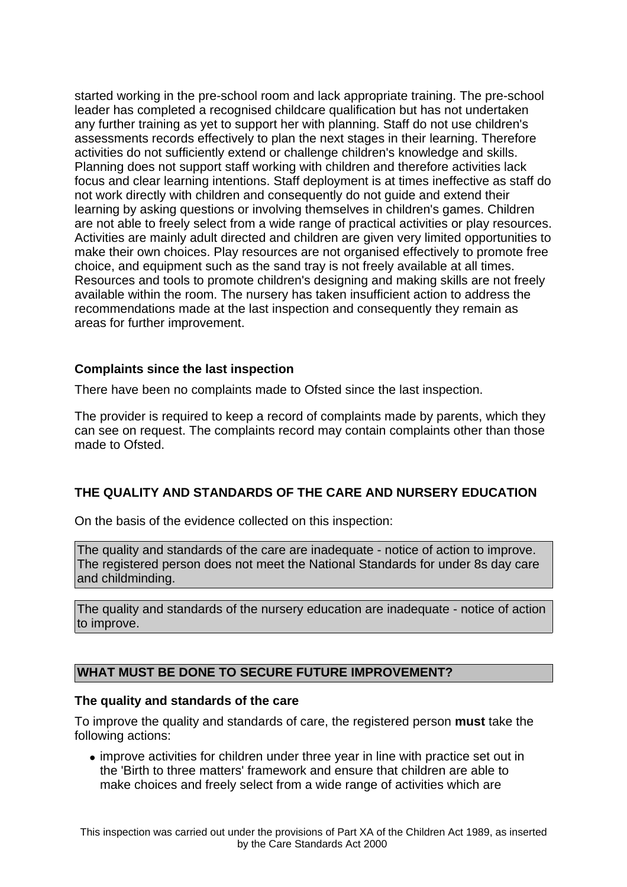started working in the pre-school room and lack appropriate training. The pre-school leader has completed a recognised childcare qualification but has not undertaken any further training as yet to support her with planning. Staff do not use children's assessments records effectively to plan the next stages in their learning. Therefore activities do not sufficiently extend or challenge children's knowledge and skills. Planning does not support staff working with children and therefore activities lack focus and clear learning intentions. Staff deployment is at times ineffective as staff do not work directly with children and consequently do not guide and extend their learning by asking questions or involving themselves in children's games. Children are not able to freely select from a wide range of practical activities or play resources. Activities are mainly adult directed and children are given very limited opportunities to make their own choices. Play resources are not organised effectively to promote free choice, and equipment such as the sand tray is not freely available at all times. Resources and tools to promote children's designing and making skills are not freely available within the room. The nursery has taken insufficient action to address the recommendations made at the last inspection and consequently they remain as areas for further improvement.

### Complaints since the last inspection

There have been no complaints made to Ofsted since the last inspection.

The provider is required to keep a record of complaints made by parents, which they can see on request. The complaints record may contain complaints other than those made to Ofsted.

## THE QUALITY AND STANDARDS OF THE CARE AND NURSERY EDUCATION

On the basis of the evidence collected on this inspection:

The quality and standards of the care are inadequate - notice of action to improve. The registered person does not meet the National Standards for under 8s day care and childminding.

The quality and standards of the nursery education are inadequate - notice of action to improve.

## WHAT MUST BE DONE TO SECURE FUTURE IMPROVEMENT?

### The quality and standards of the care

To improve the quality and standards of care, the registered person **must** take the following actions:

- improve activities for children under three year in line with practice set out in the 'Birth to three matters' framework and ensure that children are able to make choices and freely select from a wide range of activities which are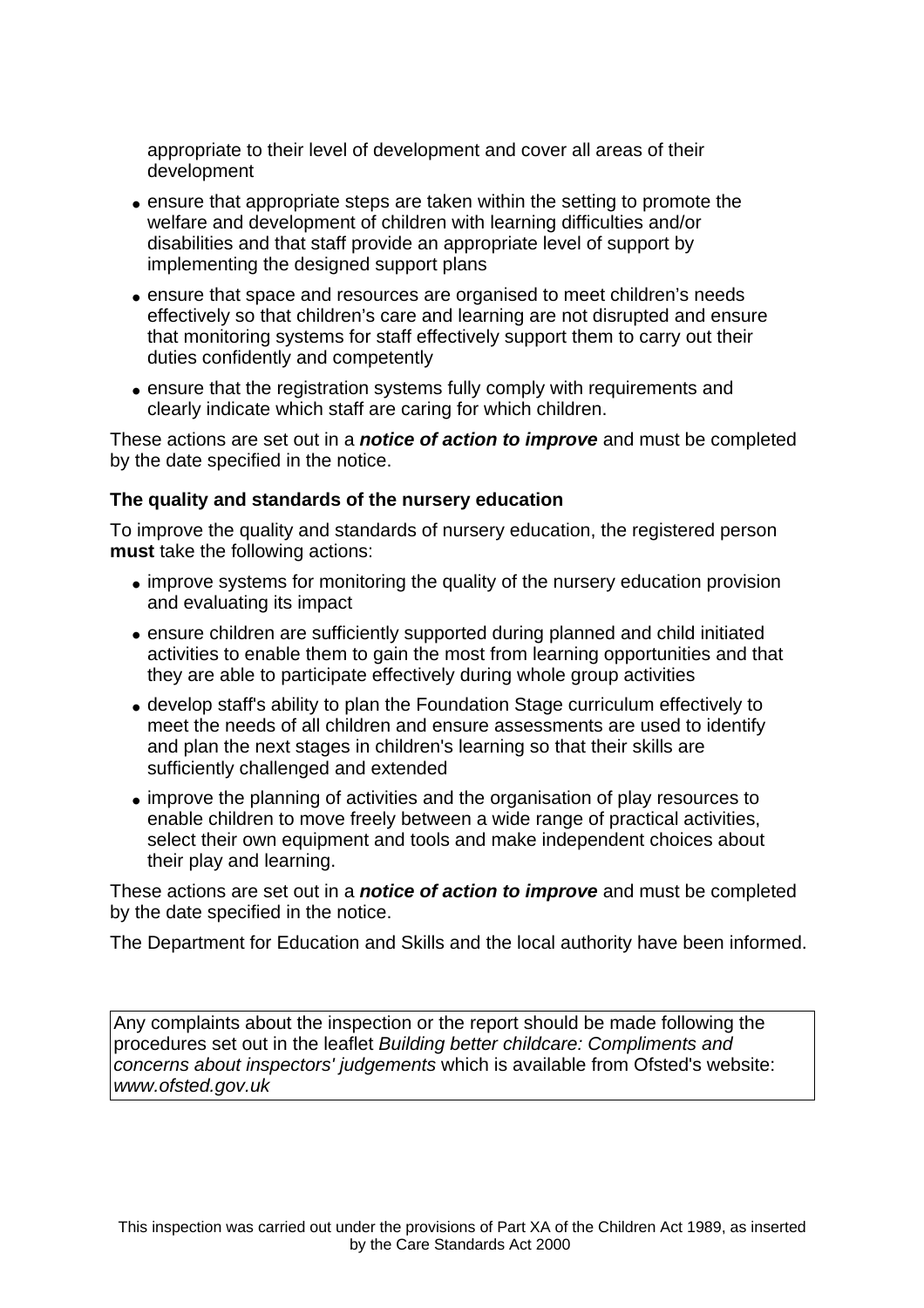appropriate to their level of development and cover all areas of their development

- ensure that appropriate steps are taken within the setting to promote the welfare and development of children with learning difficulties and/or disabilities and that staff provide an appropriate level of support by implementing the designed support plans
- ensure that space and resources are organised to meet children's needs effectively so that children's care and learning are not disrupted and ensure that monitoring systems for staff effectively support them to carry out their duties confidently and competently
- ensure that the registration systems fully comply with requirements and clearly indicate which staff are caring for which children.

These actions are set out in a ***notice of action to improve*** and must be completed by the date specified in the notice.

**The quality and standards of the nursery education**

To improve the quality and standards of nursery education, the registered person **must** take the following actions:

- improve systems for monitoring the quality of the nursery education provision and evaluating its impact
- ensure children are sufficiently supported during planned and child initiated activities to enable them to gain the most from learning opportunities and that they are able to participate effectively during whole group activities
- develop staff's ability to plan the Foundation Stage curriculum effectively to meet the needs of all children and ensure assessments are used to identify and plan the next stages in children's learning so that their skills are sufficiently challenged and extended
- improve the planning of activities and the organisation of play resources to enable children to move freely between a wide range of practical activities, select their own equipment and tools and make independent choices about their play and learning.

These actions are set out in a ***notice of action to improve*** and must be completed by the date specified in the notice.

The Department for Education and Skills and the local authority have been informed.

Any complaints about the inspection or the report should be made following the procedures set out in the leaflet *Building better childcare: Compliments and concerns about inspectors' judgements* which is available from Ofsted's website: *www.ofsted.gov.uk*

This inspection was carried out under the provisions of Part XA of the Children Act 1989, as inserted by the Care Standards Act 2000